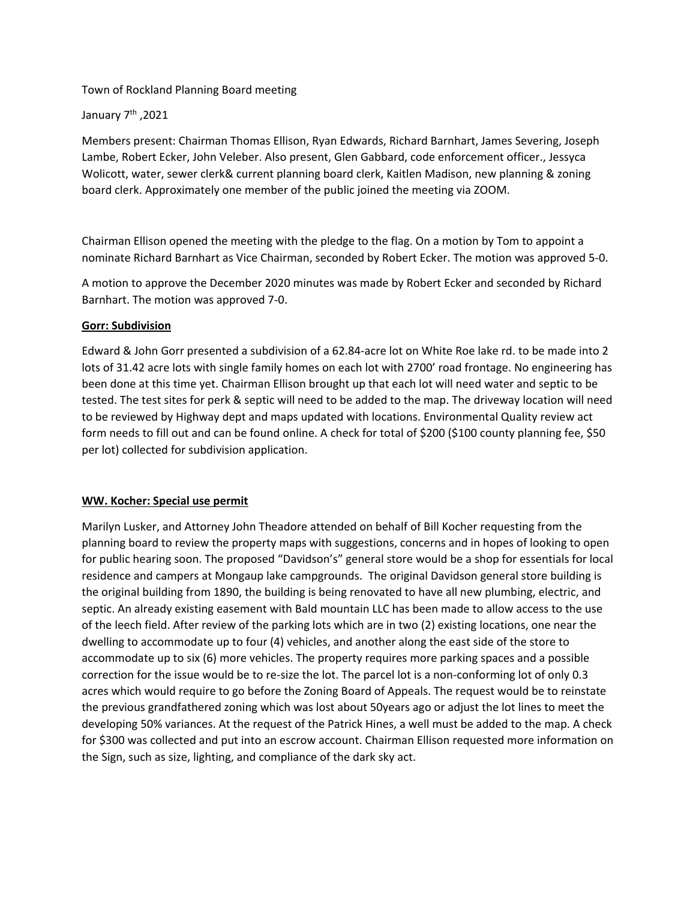Town of Rockland Planning Board meeting

January 7th ,2021

Members present: Chairman Thomas Ellison, Ryan Edwards, Richard Barnhart, James Severing, Joseph Lambe, Robert Ecker, John Veleber. Also present, Glen Gabbard, code enforcement officer., Jessyca Wolicott, water, sewer clerk& current planning board clerk, Kaitlen Madison, new planning & zoning board clerk. Approximately one member of the public joined the meeting via ZOOM.

Chairman Ellison opened the meeting with the pledge to the flag. On a motion by Tom to appoint a nominate Richard Barnhart as Vice Chairman, seconded by Robert Ecker. The motion was approved 5-0.

A motion to approve the December 2020 minutes was made by Robert Ecker and seconded by Richard Barnhart. The motion was approved 7-0.

**Gorr: Subdivision**

Edward & John Gorr presented a subdivision of a 62.84-acre lot on White Roe lake rd. to be made into 2 lots of 31.42 acre lots with single family homes on each lot with 2700' road frontage. No engineering has been done at this time yet. Chairman Ellison brought up that each lot will need water and septic to be tested. The test sites for perk & septic will need to be added to the map. The driveway location will need to be reviewed by Highway dept and maps updated with locations. Environmental Quality review act form needs to fill out and can be found online. A check for total of $200 ($100 county planning fee, $50 per lot) collected for subdivision application.

**WW. Kocher: Special use permit**

Marilyn Lusker, and Attorney John Theadore attended on behalf of Bill Kocher requesting from the planning board to review the property maps with suggestions, concerns and in hopes of looking to open for public hearing soon. The proposed "Davidson's" general store would be a shop for essentials for local residence and campers at Mongaup lake campgrounds. The original Davidson general store building is the original building from 1890, the building is being renovated to have all new plumbing, electric, and septic. An already existing easement with Bald mountain LLC has been made to allow access to the use of the leech field. After review of the parking lots which are in two (2) existing locations, one near the dwelling to accommodate up to four (4) vehicles, and another along the east side of the store to accommodate up to six (6) more vehicles. The property requires more parking spaces and a possible correction for the issue would be to re-size the lot. The parcel lot is a non-conforming lot of only 0.3 acres which would require to go before the Zoning Board of Appeals. The request would be to reinstate the previous grandfathered zoning which was lost about 50years ago or adjust the lot lines to meet the developing 50% variances. At the request of the Patrick Hines, a well must be added to the map. A check for $300 was collected and put into an escrow account. Chairman Ellison requested more information on the Sign, such as size, lighting, and compliance of the dark sky act.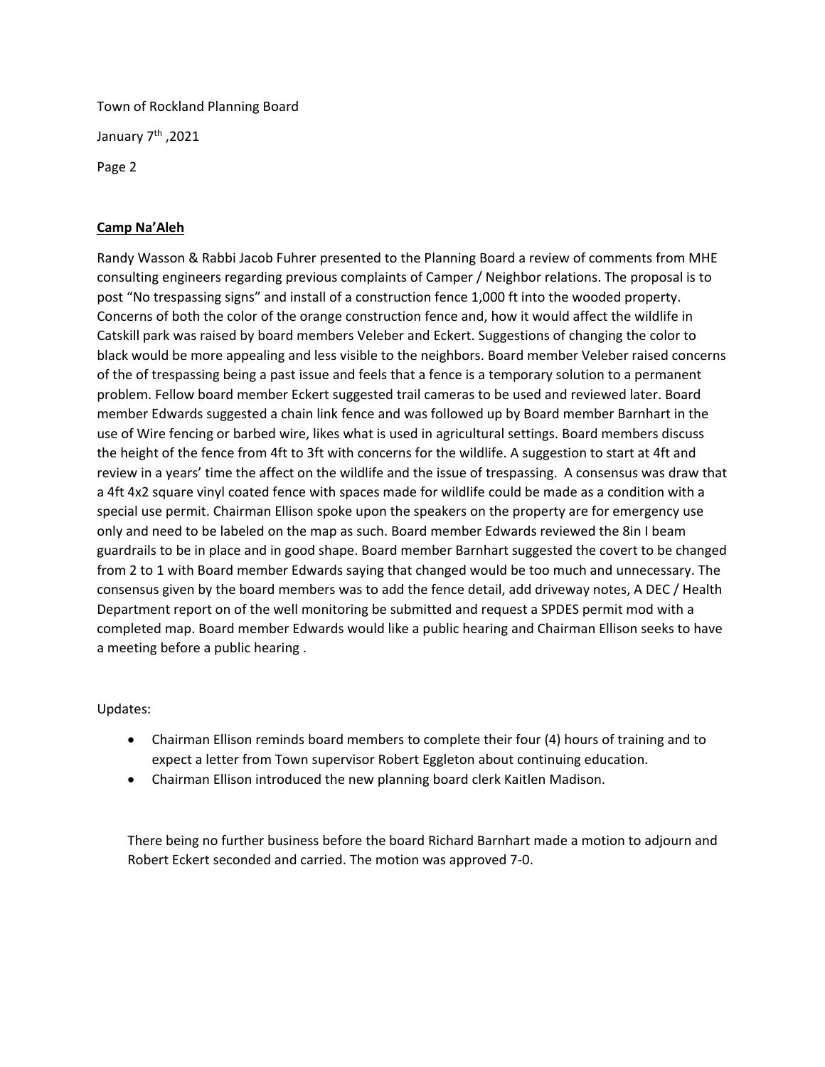**Camp Na'Aleh**

Randy Wasson & Rabbi Jacob Fuhrer presented to the Planning Board a review of comments from MHE consulting engineers regarding previous complaints of Camper / Neighbor relations. The proposal is to post "No trespassing signs" and install of a construction fence 1,000 ft into the wooded property. Concerns of both the color of the orange construction fence and, how it would affect the wildlife in Catskill park was raised by board members Veleber and Eckert. Suggestions of changing the color to black would be more appealing and less visible to the neighbors. Board member Veleber raised concerns of the of trespassing being a past issue and feels that a fence is a temporary solution to a permanent problem. Fellow board member Eckert suggested trail cameras to be used and reviewed later. Board member Edwards suggested a chain link fence and was followed up by Board member Barnhart in the use of Wire fencing or barbed wire, likes what is used in agricultural settings. Board members discuss the height of the fence from 4ft to 3ft with concerns for the wildlife. A suggestion to start at 4ft and review in a years' time the affect on the wildlife and the issue of trespassing. A consensus was draw that a 4ft 4x2 square vinyl coated fence with spaces made for wildlife could be made as a condition with a special use permit. Chairman Ellison spoke upon the speakers on the property are for emergency use only and need to be labeled on the map as such. Board member Edwards reviewed the 8in I beam guardrails to be in place and in good shape. Board member Barnhart suggested the covert to be changed from 2 to 1 with Board member Edwards saying that changed would be too much and unnecessary. The consensus given by the board members was to add the fence detail, add driveway notes, A DEC / Health Department report on of the well monitoring be submitted and request a SPDES permit mod with a completed map. Board member Edwards would like a public hearing and Chairman Ellison seeks to have a meeting before a public hearing .

Updates:

- Chairman Ellison reminds board members to complete their four (4) hours of training and to expect a letter from Town supervisor Robert Eggleton about continuing education.
- Chairman Ellison introduced the new planning board clerk Kaitlen Madison.

There being no further business before the board Richard Barnhart made a motion to adjourn and Robert Eckert seconded and carried. The motion was approved 7-0.